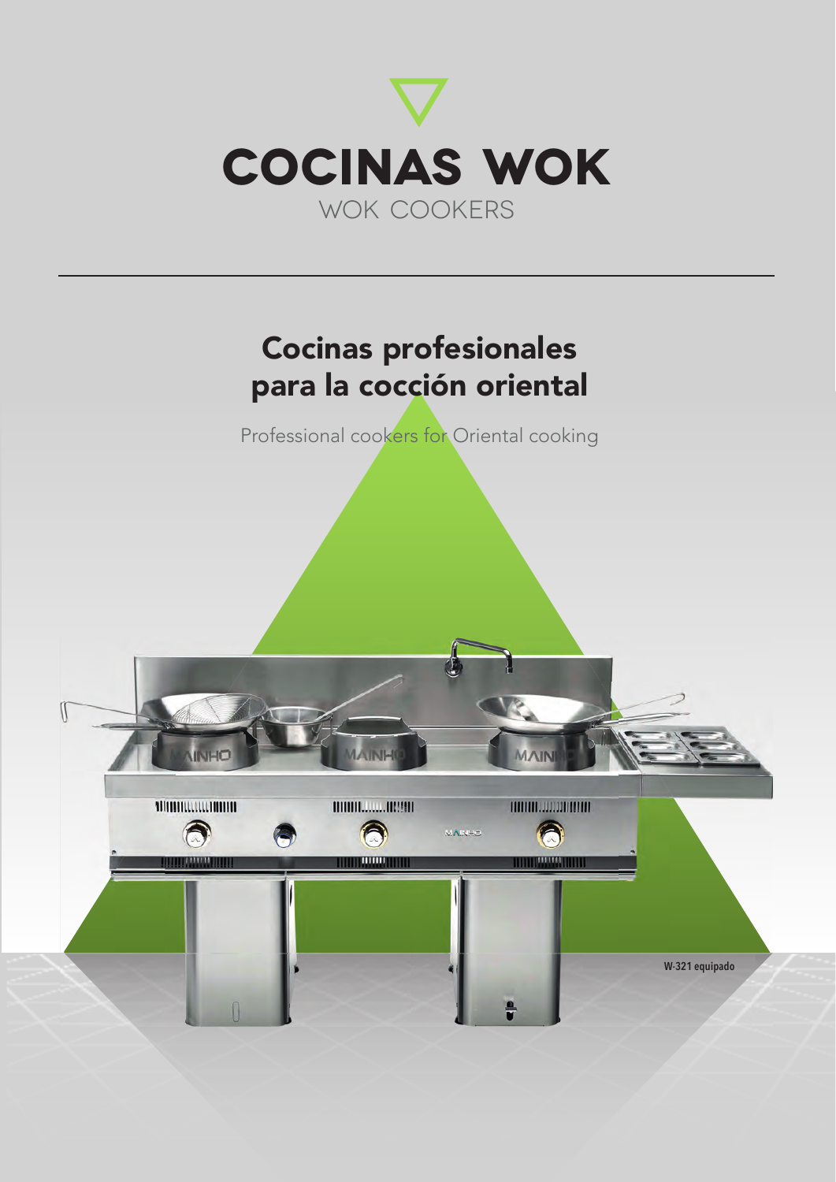# COCINAS WOK

WOK COOKERS

## Cocinas profesionales para la cocción oriental

Professional cookers for Oriental cooking

W-321 equipado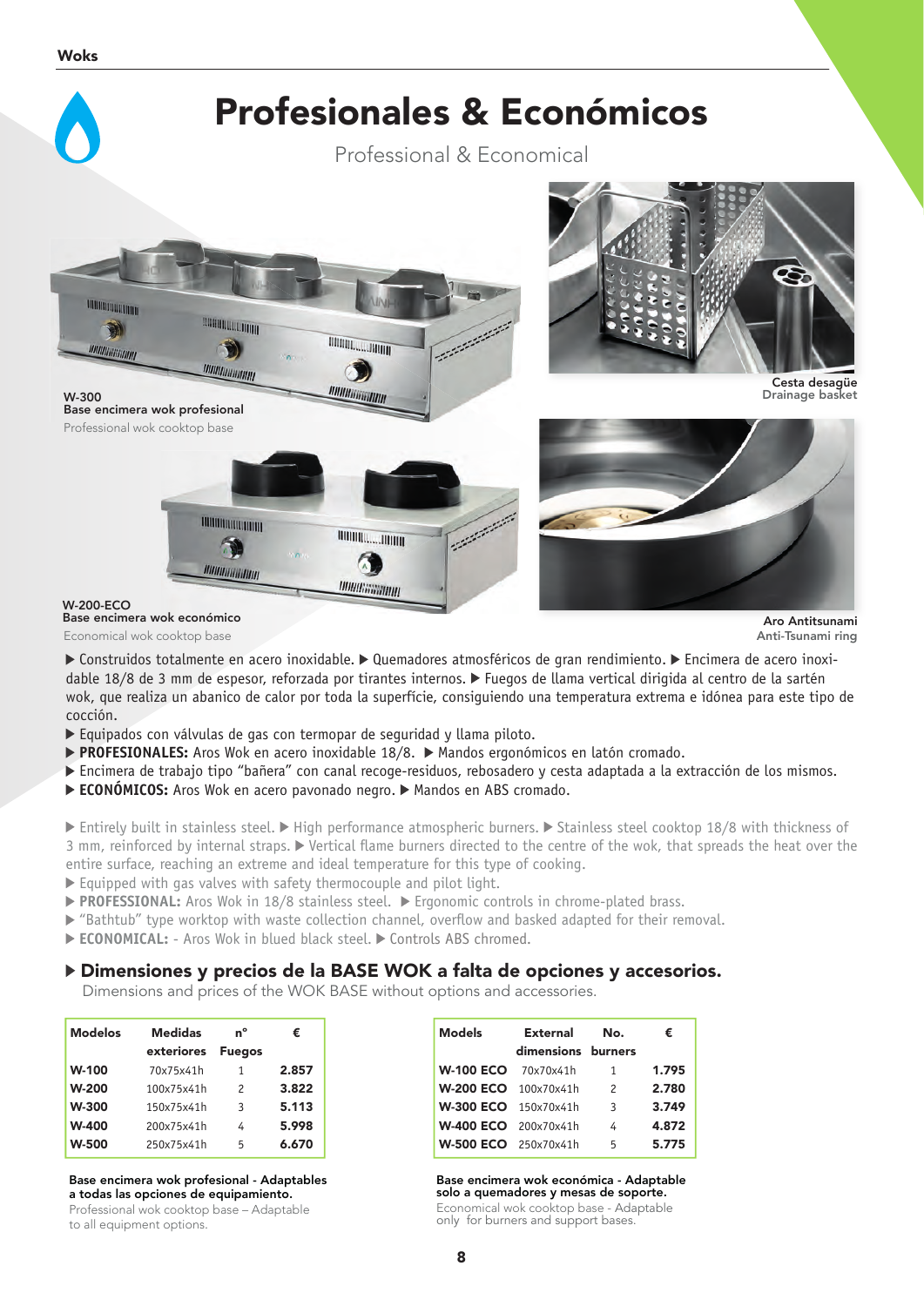# Profesionales & Económicos

Professional & Economical

**W-300**
**Base encimera wok profesional**
Professional wok cooktop base

**Cesta desagüe**
Drainage basket

**W-200-ECO**
**Base encimera wok económico**
Economical wok cooktop base

**Aro Antitsunami**
Anti-Tsunami ring

▶ Construidos totalmente en acero inoxidable. ▶ Quemadores atmosféricos de gran rendimiento. ▶ Encimera de acero inoxidable 18/8 de 3 mm de espesor, reforzada por tirantes internos. ▶ Fuegos de llama vertical dirigida al centro de la sartén wok, que realiza un abanico de calor por toda la superficie, consiguiendo una temperatura extrema e idónea para este tipo de cocción.

▶ Equipados con válvulas de gas con termopar de seguridad y llama piloto.

▶ **PROFESIONALES:** Aros Wok en acero inoxidable 18/8. ▶ Mandos ergonómicos en latón cromado.

▶ Encimera de trabajo tipo "bañera" con canal recoge-residuos, rebosadero y cesta adaptada a la extracción de los mismos.

▶ **ECONÓMICOS:** Aros Wok en acero pavonado negro. ▶ Mandos en ABS cromado.

▶ Entirely built in stainless steel. ▶ High performance atmospheric burners. ▶ Stainless steel cooktop 18/8 with thickness of 3 mm, reinforced by internal straps. ▶ Vertical flame burners directed to the centre of the wok, that spreads the heat over the entire surface, reaching an extreme and ideal temperature for this type of cooking.

▶ Equipped with gas valves with safety thermocouple and pilot light.

▶ **PROFESSIONAL:** Aros Wok in 18/8 stainless steel. ▶ Ergonomic controls in chrome-plated brass.

▶ "Bathtub" type worktop with waste collection channel, overflow and basked adapted for their removal.

▶ **ECONOMICAL:** - Aros Wok in blued black steel. ▶ Controls ABS chromed.

## ▶ Dimensiones y precios de la BASE WOK a falta de opciones y accesorios.

Dimensions and prices of the WOK BASE without options and accessories.

| Modelos | Medidas exteriores | nº Fuegos | € |
|---|---|---|---|
| **W-100** | 70x75x41h | 1 | **2.857** |
| **W-200** | 100x75x41h | 2 | **3.822** |
| **W-300** | 150x75x41h | 3 | **5.113** |
| **W-400** | 200x75x41h | 4 | **5.998** |
| **W-500** | 250x75x41h | 5 | **6.670** |

**Base encimera wok profesional - Adaptables a todas las opciones de equipamiento.**
Professional wok cooktop base – Adaptable to all equipment options.

| Models | External dimensions | No. burners | € |
|---|---|---|---|
| **W-100 ECO** | 70x70x41h | 1 | **1.795** |
| **W-200 ECO** | 100x70x41h | 2 | **2.780** |
| **W-300 ECO** | 150x70x41h | 3 | **3.749** |
| **W-400 ECO** | 200x70x41h | 4 | **4.872** |
| **W-500 ECO** | 250x70x41h | 5 | **5.775** |

**Base encimera wok económica - Adaptable solo a quemadores y mesas de soporte.**
Economical wok cooktop base - Adaptable only for burners and support bases.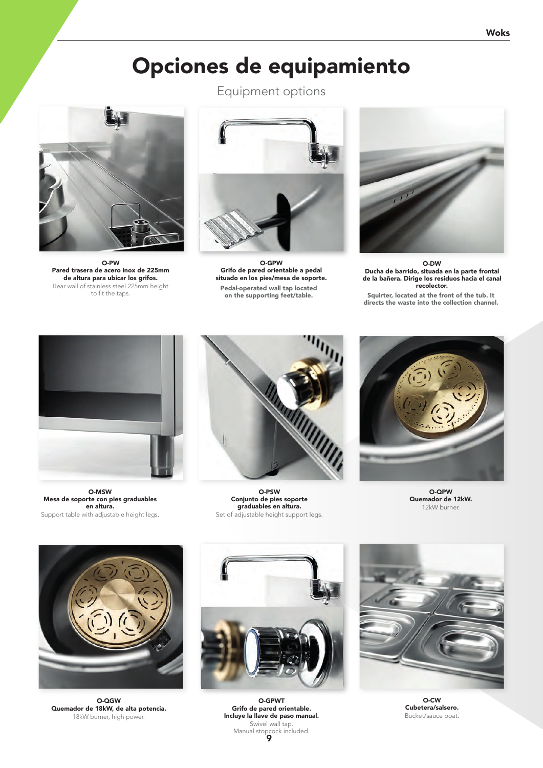# Opciones de equipamiento

## Equipment options

**O-PW**
**Pared trasera de acero inox de 225mm de altura para ubicar los grifos.**
Rear wall of stainless steel 225mm height to fit the taps.

**O-GPW**
**Grifo de pared orientable a pedal situado en los pies/mesa de soporte.**
**Pedal-operated wall tap located on the supporting feet/table.**

**O-DW**
**Ducha de barrido, situada en la parte frontal de la bañera. Dirige los residuos hacia el canal recolector.**
**Squirter, located at the front of the tub. It directs the waste into the collection channel.**

**O-MSW**
**Mesa de soporte con pies graduables en altura.**
Support table with adjustable height legs.

**O-PSW**
**Conjunto de pies soporte graduables en altura.**
Set of adjustable height support legs.

**O-QPW**
**Quemador de 12kW.**
12kW burner.

**O-QGW**
**Quemador de 18kW, de alta potencia.**
18kW burner, high power.

**O-GPWT**
**Grifo de pared orientable. Incluye la llave de paso manual.**
Swivel wall tap. Manual stopcock included.

**O-CW**
**Cubetera/salsero.**
Bucket/sauce boat.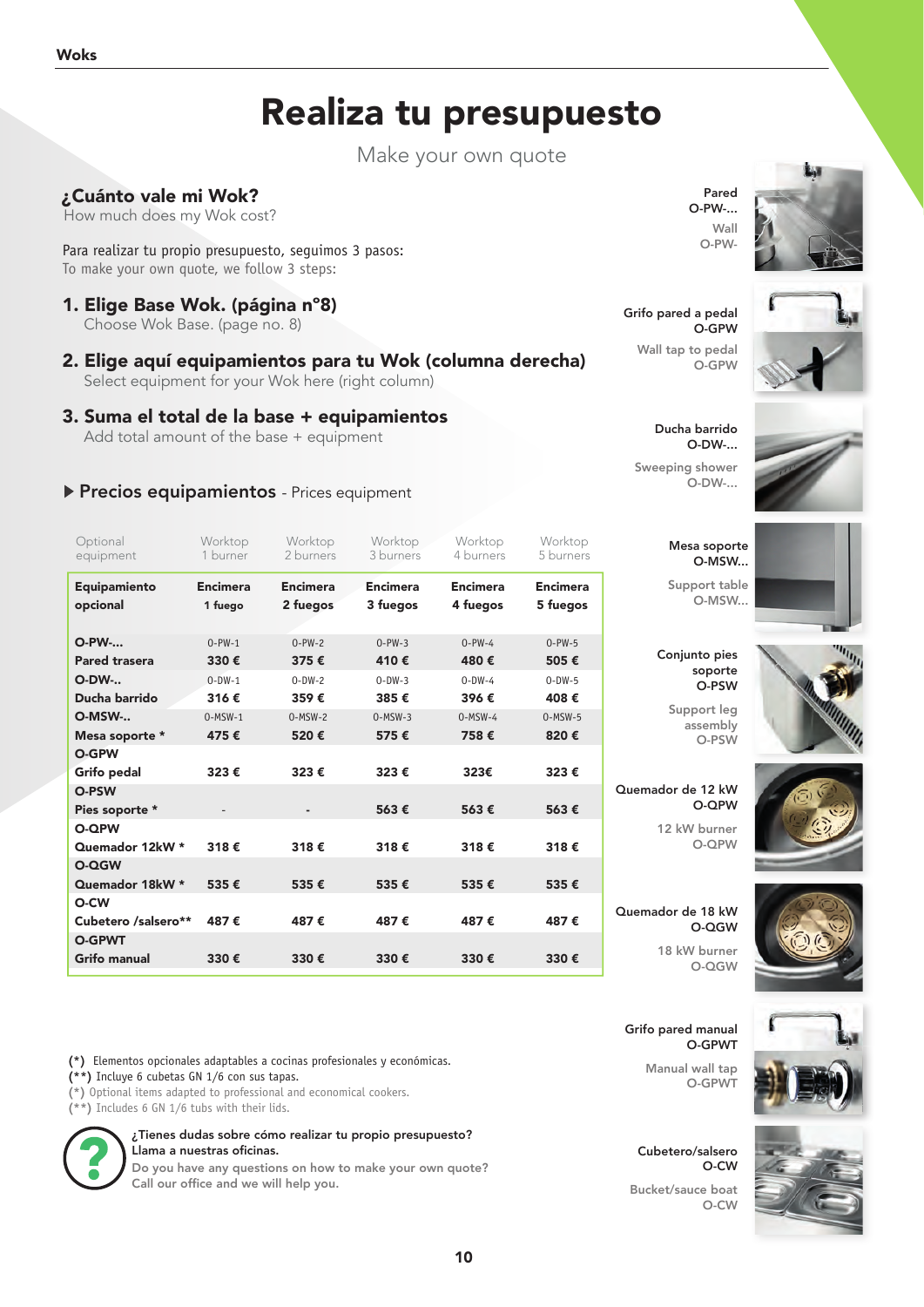# Realiza tu presupuesto

Make your own quote

## ¿Cuánto vale mi Wok?

How much does my Wok cost?

Para realizar tu propio presupuesto, seguimos 3 pasos:
To make your own quote, we follow 3 steps:

### 1. Elige Base Wok. (página n°8)
Choose Wok Base. (page no. 8)

### 2. Elige aquí equipamientos para tu Wok (columna derecha)
Select equipment for your Wok here (right column)

### 3. Suma el total de la base + equipamientos
Add total amount of the base + equipment

### ▶ Precios equipamientos - Prices equipment

| Optional equipment | Worktop 1 burner | Worktop 2 burners | Worktop 3 burners | Worktop 4 burners | Worktop 5 burners |
|---|---|---|---|---|---|
| **Equipamiento opcional** | **Encimera 1 fuego** | **Encimera 2 fuegos** | **Encimera 3 fuegos** | **Encimera 4 fuegos** | **Encimera 5 fuegos** |
| **O-PW-...** | O-PW-1 | O-PW-2 | O-PW-3 | O-PW-4 | O-PW-5 |
| **Pared trasera** | **330 €** | **375 €** | **410 €** | **480 €** | **505 €** |
| **O-DW-..** | O-DW-1 | O-DW-2 | O-DW-3 | O-DW-4 | O-DW-5 |
| **Ducha barrido** | **316 €** | **359 €** | **385 €** | **396 €** | **408 €** |
| **O-MSW-..** | O-MSW-1 | O-MSW-2 | O-MSW-3 | O-MSW-4 | O-MSW-5 |
| **Mesa soporte *** | **475 €** | **520 €** | **575 €** | **758 €** | **820 €** |
| **O-GPW** | | | | | |
| **Grifo pedal** | **323 €** | **323 €** | **323 €** | **323€** | **323 €** |
| **O-PSW** | | | | | |
| **Pies soporte *** | - | - | **563 €** | **563 €** | **563 €** |
| **O-QPW** | | | | | |
| **Quemador 12kW *** | **318 €** | **318 €** | **318 €** | **318 €** | **318 €** |
| **O-QGW** | | | | | |
| **Quemador 18kW *** | **535 €** | **535 €** | **535 €** | **535 €** | **535 €** |
| **O-CW** | | | | | |
| **Cubetero /salsero**** | **487 €** | **487 €** | **487 €** | **487 €** | **487 €** |
| **O-GPWT** | | | | | |
| **Grifo manual** | **330 €** | **330 €** | **330 €** | **330 €** | **330 €** |

**(*)** Elementos opcionales adaptables a cocinas profesionales y económicas.
**(**)** Incluye 6 cubetas GN 1/6 con sus tapas.
(*) Optional items adapted to professional and economical cookers.
(**) Includes 6 GN 1/6 tubs with their lids.

¿Tienes dudas sobre cómo realizar tu propio presupuesto? Llama a nuestras oficinas.
Do you have any questions on how to make your own quote? Call our office and we will help you.

**Pared**
**O-PW-...**
Wall
O-PW-

**Grifo pared a pedal**
**O-GPW**
Wall tap to pedal
O-GPW

**Ducha barrido**
**O-DW-...**
Sweeping shower
O-DW-...

**Mesa soporte**
**O-MSW...**
Support table
O-MSW...

**Conjunto pies soporte**
**O-PSW**
Support leg assembly
O-PSW

**Quemador de 12 kW**
**O-QPW**
12 kW burner
O-QPW

**Quemador de 18 kW**
**O-QGW**
18 kW burner
O-QGW

**Grifo pared manual**
**O-GPWT**
Manual wall tap
O-GPWT

**Cubetero/salsero**
**O-CW**
Bucket/sauce boat
O-CW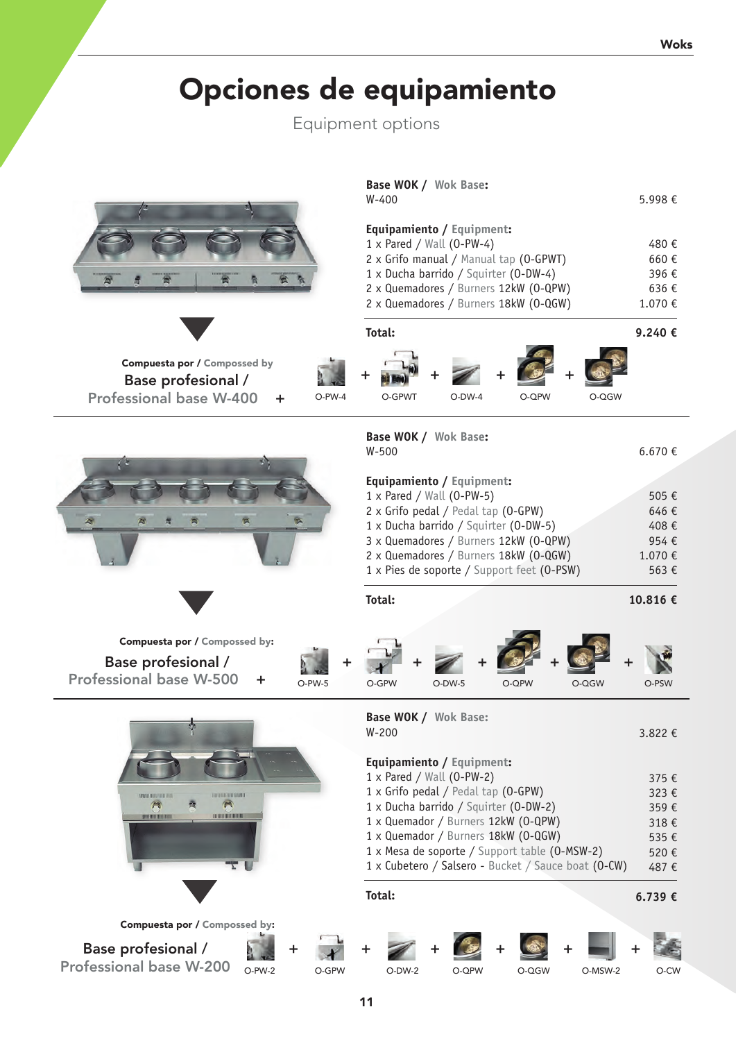# Opciones de equipamiento

Equipment options

**Base WOK / Wok Base:**

| W-400 | 5.998 € |
|---|---|
| **Equipamiento / Equipment:** | |
| 1 x Pared / Wall (O-PW-4) | 480 € |
| 2 x Grifo manual / Manual tap (O-GPWT) | 660 € |
| 1 x Ducha barrido / Squirter (O-DW-4) | 396 € |
| 2 x Quemadores / Burners 12kW (O-QPW) | 636 € |
| 2 x Quemadores / Burners 18kW (O-QGW) | 1.070 € |
| **Total:** | **9.240 €** |

**Compuesta por / Compossed by**

Base profesional / Professional base W-400 + O-PW-4 + O-GPWT + O-DW-4 + O-QPW + O-QGW

---

**Base WOK / Wok Base:**

| W-500 | 6.670 € |
|---|---|
| **Equipamiento / Equipment:** | |
| 1 x Pared / Wall (O-PW-5) | 505 € |
| 2 x Grifo pedal / Pedal tap (O-GPW) | 646 € |
| 1 x Ducha barrido / Squirter (O-DW-5) | 408 € |
| 3 x Quemadores / Burners 12kW (O-QPW) | 954 € |
| 2 x Quemadores / Burners 18kW (O-QGW) | 1.070 € |
| 1 x Pies de soporte / Support feet (O-PSW) | 563 € |
| **Total:** | **10.816 €** |

**Compuesta por / Compossed by:**

Base profesional / Professional base W-500 + O-PW-5 + O-GPW + O-DW-5 + O-QPW + O-QGW + O-PSW

---

**Base WOK / Wok Base:**

| W-200 | 3.822 € |
|---|---|
| **Equipamiento / Equipment:** | |
| 1 x Pared / Wall (O-PW-2) | 375 € |
| 1 x Grifo pedal / Pedal tap (O-GPW) | 323 € |
| 1 x Ducha barrido / Squirter (O-DW-2) | 359 € |
| 1 x Quemador / Burners 12kW (O-QPW) | 318 € |
| 1 x Quemador / Burners 18kW (O-QGW) | 535 € |
| 1 x Mesa de soporte / Support table (O-MSW-2) | 520 € |
| 1 x Cubetero / Salsero - Bucket / Sauce boat (O-CW) | 487 € |
| **Total:** | **6.739 €** |

**Compuesta por / Compossed by:**

Base profesional / Professional base W-200 + O-PW-2 + O-GPW + O-DW-2 + O-QPW + O-QGW + O-MSW-2 + O-CW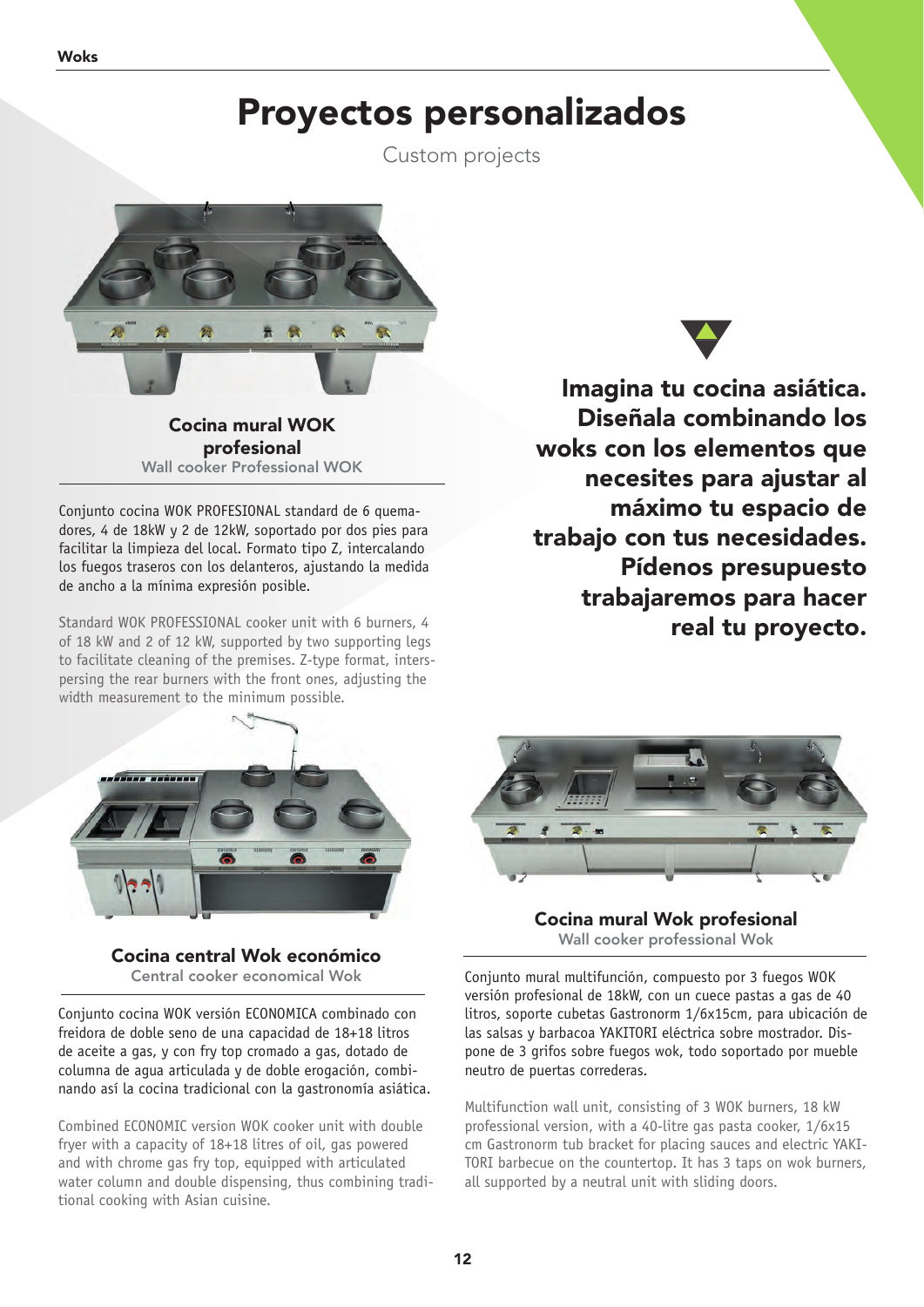# Proyectos personalizados

Custom projects

### Cocina mural WOK profesional

Wall cooker Professional WOK

Conjunto cocina WOK PROFESIONAL standard de 6 quemadores, 4 de 18kW y 2 de 12kW, soportado por dos pies para facilitar la limpieza del local. Formato tipo Z, intercalando los fuegos traseros con los delanteros, ajustando la medida de ancho a la mínima expresión posible.

Standard WOK PROFESSIONAL cooker unit with 6 burners, 4 of 18 kW and 2 of 12 kW, supported by two supporting legs to facilitate cleaning of the premises. Z-type format, interspersing the rear burners with the front ones, adjusting the width measurement to the minimum possible.

**Imagina tu cocina asiática. Diseñala combinando los woks con los elementos que necesites para ajustar al máximo tu espacio de trabajo con tus necesidades. Pídenos presupuesto trabajaremos para hacer real tu proyecto.**

### Cocina central Wok económico

Central cooker economical Wok

Conjunto cocina WOK versión ECONOMICA combinado con freidora de doble seno de una capacidad de 18+18 litros de aceite a gas, y con fry top cromado a gas, dotado de columna de agua articulada y de doble erogación, combinando así la cocina tradicional con la gastronomía asiática.

Combined ECONOMIC version WOK cooker unit with double fryer with a capacity of 18+18 litres of oil, gas powered and with chrome gas fry top, equipped with articulated water column and double dispensing, thus combining traditional cooking with Asian cuisine.

### Cocina mural Wok profesional

Wall cooker professional Wok

Conjunto mural multifunción, compuesto por 3 fuegos WOK versión profesional de 18kW, con un cuece pastas a gas de 40 litros, soporte cubetas Gastronorm 1/6x15cm, para ubicación de las salsas y barbacoa YAKITORI eléctrica sobre mostrador. Dispone de 3 grifos sobre fuegos wok, todo soportado por mueble neutro de puertas correderas.

Multifunction wall unit, consisting of 3 WOK burners, 18 kW professional version, with a 40-litre gas pasta cooker, 1/6x15 cm Gastronorm tub bracket for placing sauces and electric YAKITORI barbecue on the countertop. It has 3 taps on wok burners, all supported by a neutral unit with sliding doors.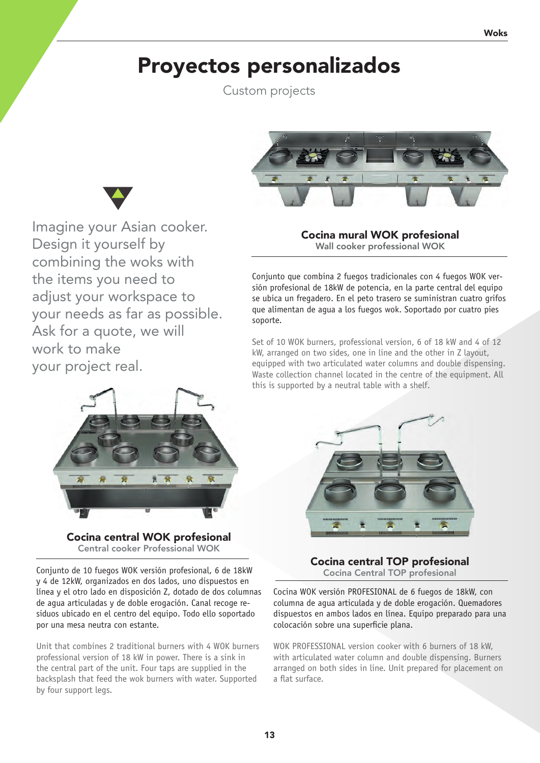# Proyectos personalizados

Custom projects

Imagine your Asian cooker. Design it yourself by combining the woks with the items you need to adjust your workspace to your needs as far as possible. Ask for a quote, we will work to make your project real.

### Cocina mural WOK profesional

Wall cooker professional WOK

Conjunto que combina 2 fuegos tradicionales con 4 fuegos WOK versión profesional de 18kW de potencia, en la parte central del equipo se ubica un fregadero. En el peto trasero se suministran cuatro grifos que alimentan de agua a los fuegos wok. Soportado por cuatro pies soporte.

Set of 10 WOK burners, professional version, 6 of 18 kW and 4 of 12 kW, arranged on two sides, one in line and the other in Z layout, equipped with two articulated water columns and double dispensing. Waste collection channel located in the centre of the equipment. All this is supported by a neutral table with a shelf.

### Cocina central WOK profesional

Central cooker Professional WOK

Conjunto de 10 fuegos WOK versión profesional, 6 de 18kW y 4 de 12kW, organizados en dos lados, uno dispuestos en línea y el otro lado en disposición Z, dotado de dos columnas de agua articuladas y de doble erogación. Canal recoge residuos ubicado en el centro del equipo. Todo ello soportado por una mesa neutra con estante.

Unit that combines 2 traditional burners with 4 WOK burners professional version of 18 kW in power. There is a sink in the central part of the unit. Four taps are supplied in the backsplash that feed the wok burners with water. Supported by four support legs.

### Cocina central TOP profesional

Cocina Central TOP profesional

Cocina WOK versión PROFESIONAL de 6 fuegos de 18kW, con columna de agua articulada y de doble erogación. Quemadores dispuestos en ambos lados en línea. Equipo preparado para una colocación sobre una superficie plana.

WOK PROFESSIONAL version cooker with 6 burners of 18 kW, with articulated water column and double dispensing. Burners arranged on both sides in line. Unit prepared for placement on a flat surface.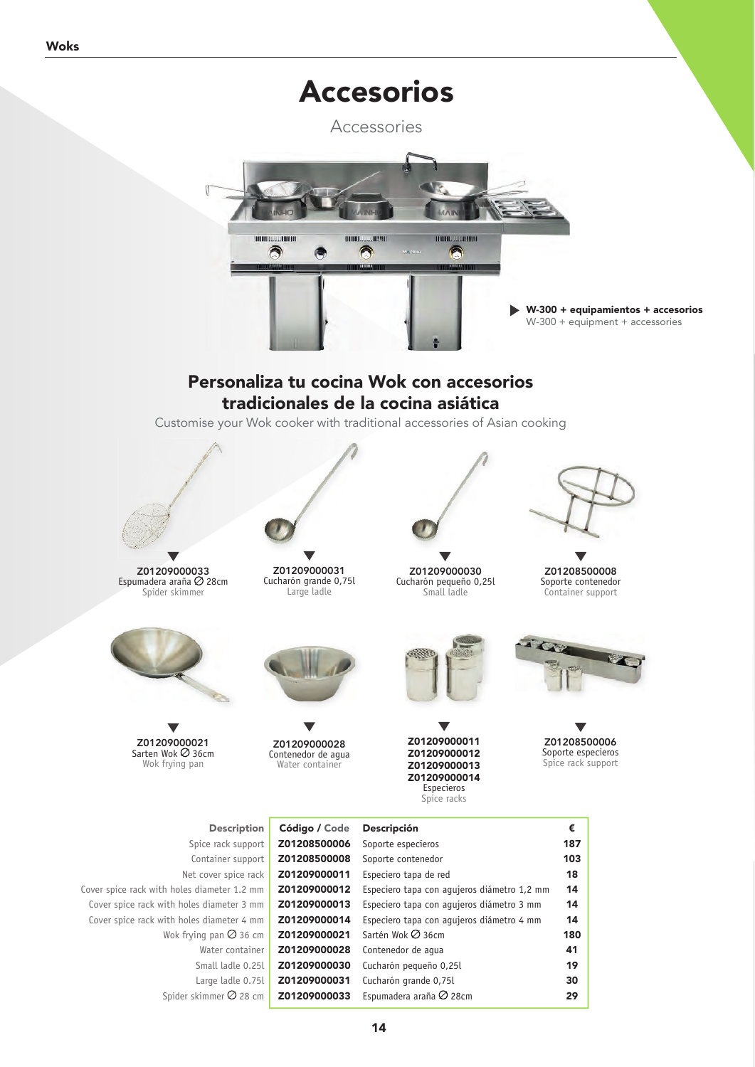# Accesorios

Accessories

**W-300 + equipamientos + accesorios**
W-300 + equipment + accessories

## Personaliza tu cocina Wok con accesorios tradicionales de la cocina asiática

Customise your Wok cooker with traditional accessories of Asian cooking

**Z01209000033**
Espumadera araña ∅ 28cm
Spider skimmer

**Z01209000031**
Cucharón grande 0,75l
Large ladle

**Z01209000030**
Cucharón pequeño 0,25l
Small ladle

**Z01208500008**
Soporte contenedor
Container support

**Z01209000021**
Sarten Wok ∅ 36cm
Wok frying pan

**Z01209000028**
Contenedor de agua
Water container

**Z01209000011**
**Z01209000012**
**Z01209000013**
**Z01209000014**
Especieros
Spice racks

**Z01208500006**
Soporte especieros
Spice rack support

| Description | Código / Code | Descripción | € |
|---|---|---|---|
| Spice rack support | **Z01208500006** | Soporte especieros | **187** |
| Container support | **Z01208500008** | Soporte contenedor | **103** |
| Net cover spice rack | **Z01209000011** | Especiero tapa de red | **18** |
| Cover spice rack with holes diameter 1.2 mm | **Z01209000012** | Especiero tapa con agujeros diámetro 1,2 mm | **14** |
| Cover spice rack with holes diameter 3 mm | **Z01209000013** | Especiero tapa con agujeros diámetro 3 mm | **14** |
| Cover spice rack with holes diameter 4 mm | **Z01209000014** | Especiero tapa con agujeros diámetro 4 mm | **14** |
| Wok frying pan ∅ 36 cm | **Z01209000021** | Sartén Wok ∅ 36cm | **180** |
| Water container | **Z01209000028** | Contenedor de agua | **41** |
| Small ladle 0.25l | **Z01209000030** | Cucharón pequeño 0,25l | **19** |
| Large ladle 0.75l | **Z01209000031** | Cucharón grande 0,75l | **30** |
| Spider skimmer ∅ 28 cm | **Z01209000033** | Espumadera araña ∅ 28cm | **29** |